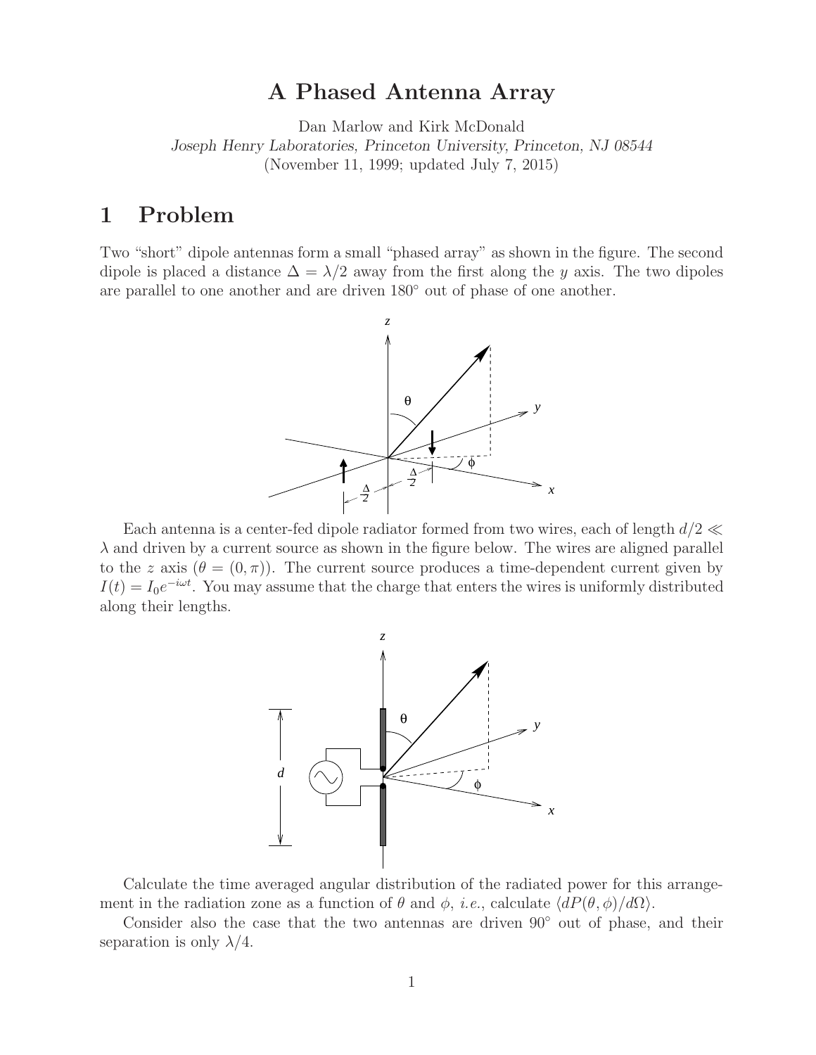# A Phased Antenna Array

Dan Marlow and Kirk McDonald
*Joseph Henry Laboratories, Princeton University, Princeton, NJ 08544*
(November 11, 1999; updated July 7, 2015)

## 1 Problem

Two "short" dipole antennas form a small "phased array" as shown in the figure. The second dipole is placed a distance $\Delta = \lambda/2$ away from the first along the $y$ axis. The two dipoles are parallel to one another and are driven $180^\circ$ out of phase of one another.

Each antenna is a center-fed dipole radiator formed from two wires, each of length $d/2 \ll \lambda$ and driven by a current source as shown in the figure below. The wires are aligned parallel to the $z$ axis ($\theta = (0, \pi)$). The current source produces a time-dependent current given by $I(t) = I_0 e^{-i\omega t}$. You may assume that the charge that enters the wires is uniformly distributed along their lengths.

Calculate the time averaged angular distribution of the radiated power for this arrangement in the radiation zone as a function of $\theta$ and $\phi$, *i.e.*, calculate $\langle dP(\theta, \phi)/d\Omega \rangle$.

Consider also the case that the two antennas are driven $90^\circ$ out of phase, and their separation is only $\lambda/4$.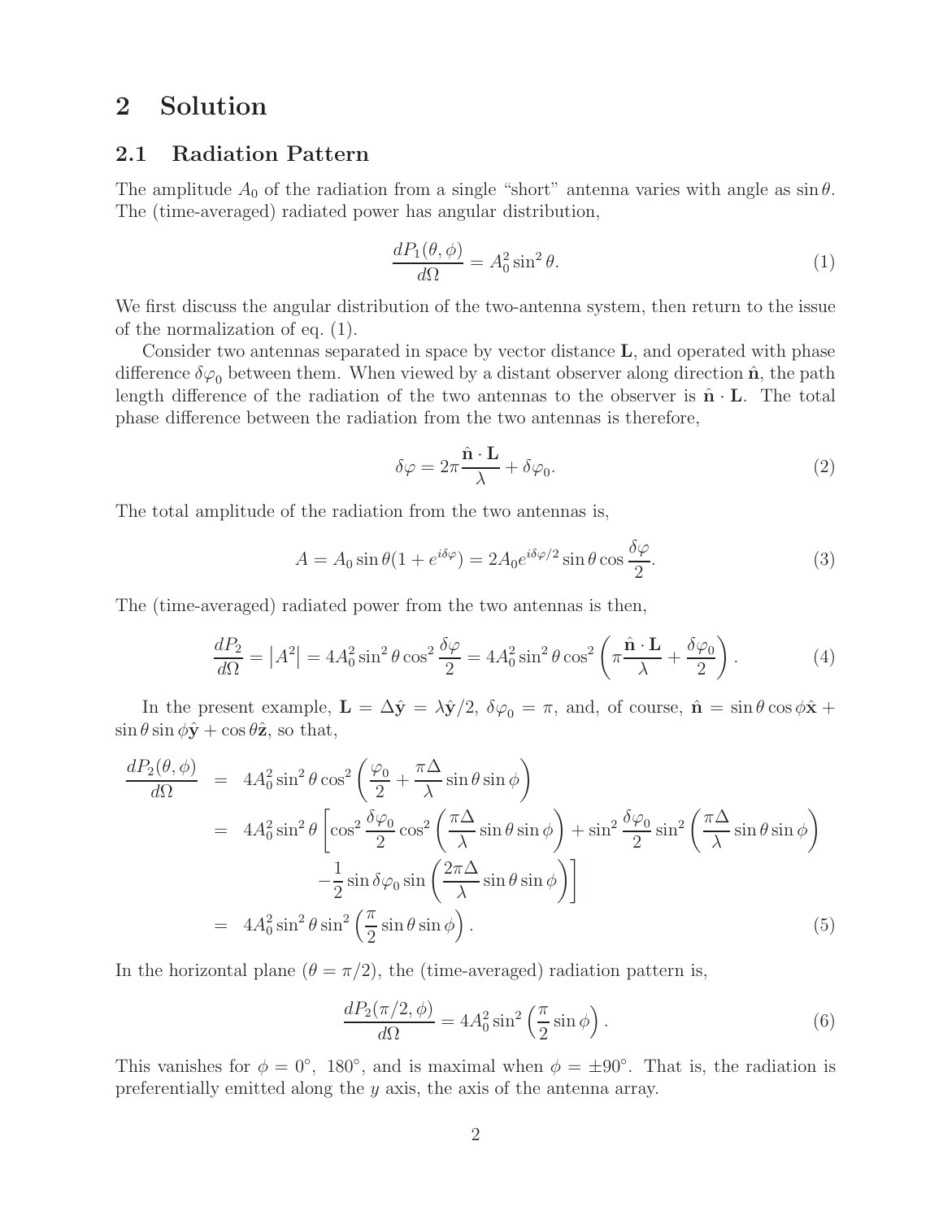# 2 Solution

## 2.1 Radiation Pattern

The amplitude $A_0$ of the radiation from a single "short" antenna varies with angle as $\sin\theta$. The (time-averaged) radiated power has angular distribution,

$$\frac{dP_1(\theta,\phi)}{d\Omega} = A_0^2 \sin^2\theta. \tag{1}$$

We first discuss the angular distribution of the two-antenna system, then return to the issue of the normalization of eq. (1).

Consider two antennas separated in space by vector distance $\mathbf{L}$, and operated with phase difference $\delta\varphi_0$ between them. When viewed by a distant observer along direction $\hat{\mathbf{n}}$, the path length difference of the radiation of the two antennas to the observer is $\hat{\mathbf{n}}\cdot\mathbf{L}$. The total phase difference between the radiation from the two antennas is therefore,

$$\delta\varphi = 2\pi\frac{\hat{\mathbf{n}}\cdot\mathbf{L}}{\lambda} + \delta\varphi_0. \tag{2}$$

The total amplitude of the radiation from the two antennas is,

$$A = A_0 \sin\theta(1 + e^{i\delta\varphi}) = 2A_0 e^{i\delta\varphi/2}\sin\theta\cos\frac{\delta\varphi}{2}. \tag{3}$$

The (time-averaged) radiated power from the two antennas is then,

$$\frac{dP_2}{d\Omega} = \left|A^2\right| = 4A_0^2\sin^2\theta\cos^2\frac{\delta\varphi}{2} = 4A_0^2\sin^2\theta\cos^2\left(\pi\frac{\hat{\mathbf{n}}\cdot\mathbf{L}}{\lambda} + \frac{\delta\varphi_0}{2}\right). \tag{4}$$

In the present example, $\mathbf{L} = \Delta\hat{\mathbf{y}} = \lambda\hat{\mathbf{y}}/2$, $\delta\varphi_0 = \pi$, and, of course, $\hat{\mathbf{n}} = \sin\theta\cos\phi\hat{\mathbf{x}} + \sin\theta\sin\phi\hat{\mathbf{y}} + \cos\theta\hat{\mathbf{z}}$, so that,

$$\begin{aligned}
\frac{dP_2(\theta,\phi)}{d\Omega} &= 4A_0^2\sin^2\theta\cos^2\left(\frac{\varphi_0}{2} + \frac{\pi\Delta}{\lambda}\sin\theta\sin\phi\right) \\
&= 4A_0^2\sin^2\theta\left[\cos^2\frac{\delta\varphi_0}{2}\cos^2\left(\frac{\pi\Delta}{\lambda}\sin\theta\sin\phi\right) + \sin^2\frac{\delta\varphi_0}{2}\sin^2\left(\frac{\pi\Delta}{\lambda}\sin\theta\sin\phi\right)\right. \\
&\qquad \left. -\frac{1}{2}\sin\delta\varphi_0\sin\left(\frac{2\pi\Delta}{\lambda}\sin\theta\sin\phi\right)\right] \\
&= 4A_0^2\sin^2\theta\sin^2\left(\frac{\pi}{2}\sin\theta\sin\phi\right).
\end{aligned} \tag{5}$$

In the horizontal plane ($\theta = \pi/2$), the (time-averaged) radiation pattern is,

$$\frac{dP_2(\pi/2,\phi)}{d\Omega} = 4A_0^2\sin^2\left(\frac{\pi}{2}\sin\phi\right). \tag{6}$$

This vanishes for $\phi = 0^\circ,\ 180^\circ$, and is maximal when $\phi = \pm 90^\circ$. That is, the radiation is preferentially emitted along the $y$ axis, the axis of the antenna array.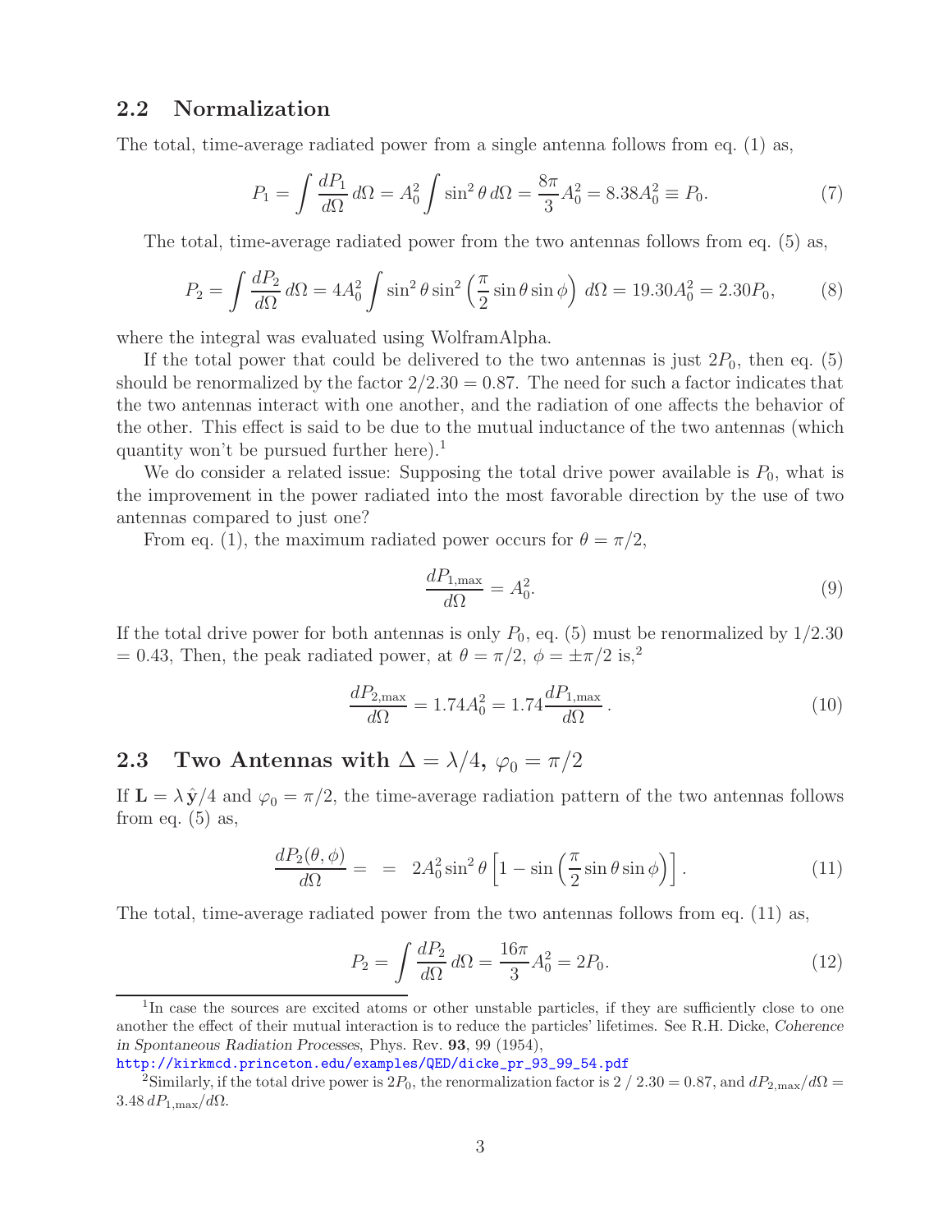## 2.2 Normalization

The total, time-average radiated power from a single antenna follows from eq. (1) as,

$$P_1 = \int \frac{dP_1}{d\Omega}\, d\Omega = A_0^2 \int \sin^2\theta\, d\Omega = \frac{8\pi}{3} A_0^2 = 8.38 A_0^2 \equiv P_0. \tag{7}$$

The total, time-average radiated power from the two antennas follows from eq. (5) as,

$$P_2 = \int \frac{dP_2}{d\Omega}\, d\Omega = 4A_0^2 \int \sin^2\theta \sin^2\left(\frac{\pi}{2}\sin\theta\sin\phi\right)\, d\Omega = 19.30 A_0^2 = 2.30 P_0, \tag{8}$$

where the integral was evaluated using WolframAlpha.

If the total power that could be delivered to the two antennas is just $2P_0$, then eq. (5) should be renormalized by the factor $2/2.30 = 0.87$. The need for such a factor indicates that the two antennas interact with one another, and the radiation of one affects the behavior of the other. This effect is said to be due to the mutual inductance of the two antennas (which quantity won't be pursued further here).[1]

We do consider a related issue: Supposing the total drive power available is $P_0$, what is the improvement in the power radiated into the most favorable direction by the use of two antennas compared to just one?

From eq. (1), the maximum radiated power occurs for $\theta = \pi/2$,

$$\frac{dP_{1,\max}}{d\Omega} = A_0^2. \tag{9}$$

If the total drive power for both antennas is only $P_0$, eq. (5) must be renormalized by $1/2.30$ $= 0.43$, Then, the peak radiated power, at $\theta = \pi/2$, $\phi = \pm\pi/2$ is,[2]

$$\frac{dP_{2,\max}}{d\Omega} = 1.74 A_0^2 = 1.74 \frac{dP_{1,\max}}{d\Omega}. \tag{10}$$

## 2.3 Two Antennas with $\Delta = \lambda/4$, $\varphi_0 = \pi/2$

If $\mathbf{L} = \lambda\,\hat{\mathbf{y}}/4$ and $\varphi_0 = \pi/2$, the time-average radiation pattern of the two antennas follows from eq. (5) as,

$$\frac{dP_2(\theta,\phi)}{d\Omega} = \; = \; 2A_0^2 \sin^2\theta \left[1 - \sin\left(\frac{\pi}{2}\sin\theta\sin\phi\right)\right]. \tag{11}$$

The total, time-average radiated power from the two antennas follows from eq. (11) as,

$$P_2 = \int \frac{dP_2}{d\Omega}\, d\Omega = \frac{16\pi}{3} A_0^2 = 2P_0. \tag{12}$$

---

[1] In case the sources are excited atoms or other unstable particles, if they are sufficiently close to one another the effect of their mutual interaction is to reduce the particles' lifetimes. See R.H. Dicke, *Coherence in Spontaneous Radiation Processes*, Phys. Rev. **93**, 99 (1954), http://kirkmcd.princeton.edu/examples/QED/dicke_pr_93_99_54.pdf

[2] Similarly, if the total drive power is $2P_0$, the renormalization factor is $2 / 2.30 = 0.87$, and $dP_{2,\max}/d\Omega = 3.48\, dP_{1,\max}/d\Omega$.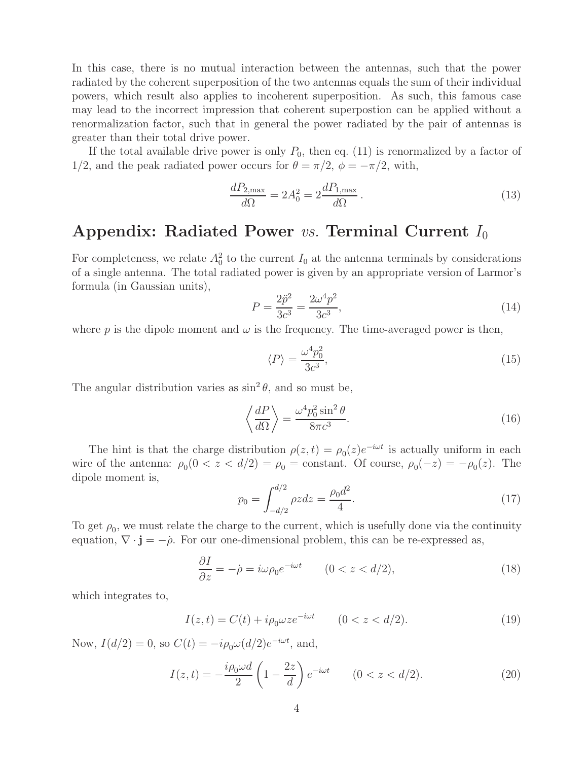In this case, there is no mutual interaction between the antennas, such that the power radiated by the coherent superposition of the two antennas equals the sum of their individual powers, which result also applies to incoherent superposition. As such, this famous case may lead to the incorrect impression that coherent superpostion can be applied without a renormalization factor, such that in general the power radiated by the pair of antennas is greater than their total drive power.

If the total available drive power is only $P_0$, then eq. (11) is renormalized by a factor of 1/2, and the peak radiated power occurs for $\theta = \pi/2$, $\phi = -\pi/2$, with,

$$\frac{dP_{2,\max}}{d\Omega} = 2A_0^2 = 2\frac{dP_{1,\max}}{d\Omega}\,. \tag{13}$$

## Appendix: Radiated Power *vs.* Terminal Current $I_0$

For completeness, we relate $A_0^2$ to the current $I_0$ at the antenna terminals by considerations of a single antenna. The total radiated power is given by an appropriate version of Larmor's formula (in Gaussian units),

$$P = \frac{2\ddot{p}^2}{3c^3} = \frac{2\omega^4 p^2}{3c^3}, \tag{14}$$

where $p$ is the dipole moment and $\omega$ is the frequency. The time-averaged power is then,

$$\langle P \rangle = \frac{\omega^4 p_0^2}{3c^3}, \tag{15}$$

The angular distribution varies as $\sin^2\theta$, and so must be,

$$\left\langle \frac{dP}{d\Omega} \right\rangle = \frac{\omega^4 p_0^2 \sin^2\theta}{8\pi c^3}. \tag{16}$$

The hint is that the charge distribution $\rho(z,t) = \rho_0(z)e^{-i\omega t}$ is actually uniform in each wire of the antenna: $\rho_0(0 < z < d/2) = \rho_0 =$ constant. Of course, $\rho_0(-z) = -\rho_0(z)$. The dipole moment is,

$$p_0 = \int_{-d/2}^{d/2} \rho z dz = \frac{\rho_0 d^2}{4}. \tag{17}$$

To get $\rho_0$, we must relate the charge to the current, which is usefully done via the continuity equation, $\nabla \cdot \mathbf{j} = -\dot{\rho}$. For our one-dimensional problem, this can be re-expressed as,

$$\frac{\partial I}{\partial z} = -\dot{\rho} = i\omega\rho_0 e^{-i\omega t} \qquad (0 < z < d/2), \tag{18}$$

which integrates to,

$$I(z,t) = C(t) + i\rho_0\omega z e^{-i\omega t} \qquad (0 < z < d/2). \tag{19}$$

Now, $I(d/2) = 0$, so $C(t) = -i\rho_0\omega(d/2)e^{-i\omega t}$, and,

$$I(z,t) = -\frac{i\rho_0\omega d}{2}\left(1 - \frac{2z}{d}\right)e^{-i\omega t} \qquad (0 < z < d/2). \tag{20}$$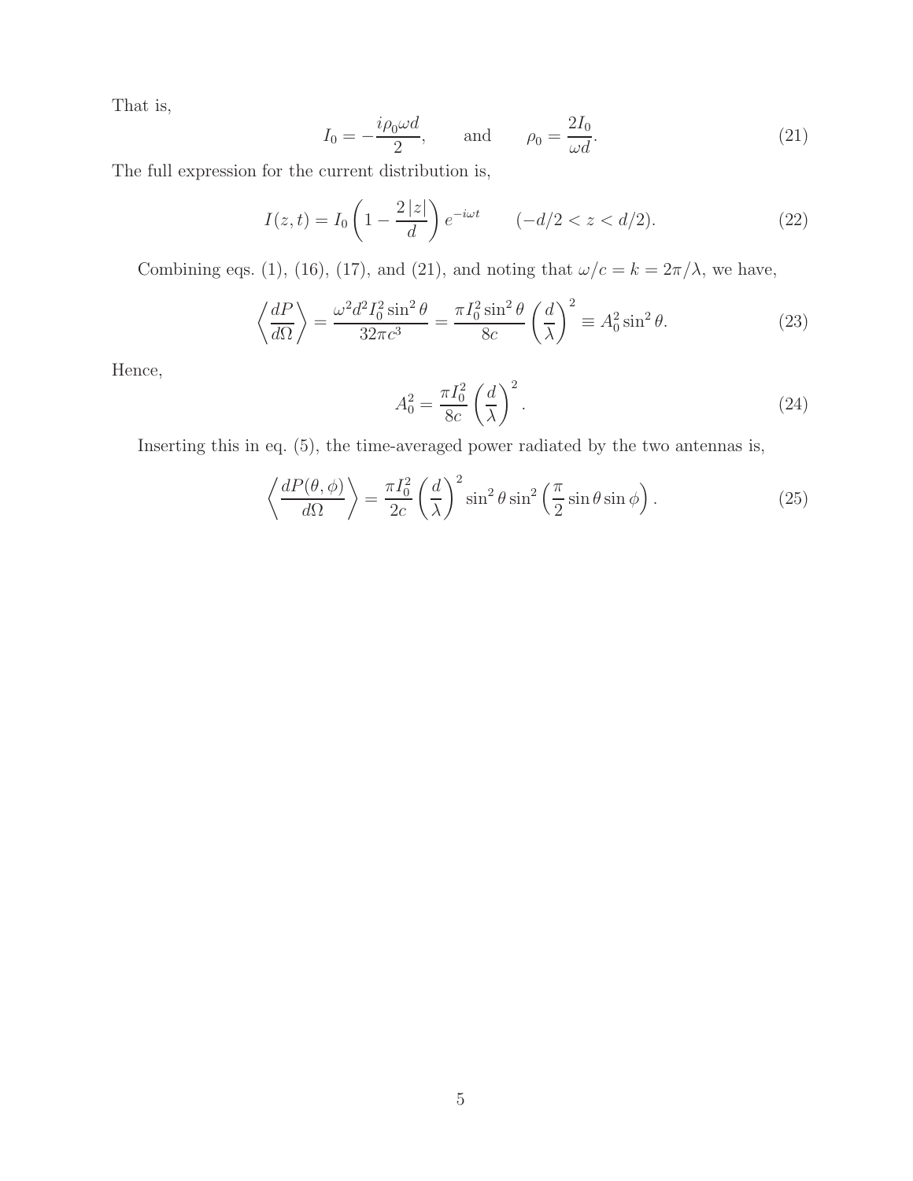That is,

$$I_0 = -\frac{i\rho_0 \omega d}{2}, \qquad \text{and} \qquad \rho_0 = \frac{2I_0}{\omega d}. \tag{21}$$

The full expression for the current distribution is,

$$I(z,t) = I_0 \left(1 - \frac{2\,|z|}{d}\right) e^{-i\omega t} \qquad (-d/2 < z < d/2). \tag{22}$$

Combining eqs. (1), (16), (17), and (21), and noting that $\omega/c = k = 2\pi/\lambda$, we have,

$$\left\langle \frac{dP}{d\Omega} \right\rangle = \frac{\omega^2 d^2 I_0^2 \sin^2\theta}{32\pi c^3} = \frac{\pi I_0^2 \sin^2\theta}{8c} \left(\frac{d}{\lambda}\right)^2 \equiv A_0^2 \sin^2\theta. \tag{23}$$

Hence,

$$A_0^2 = \frac{\pi I_0^2}{8c} \left(\frac{d}{\lambda}\right)^2. \tag{24}$$

Inserting this in eq. (5), the time-averaged power radiated by the two antennas is,

$$\left\langle \frac{dP(\theta,\phi)}{d\Omega} \right\rangle = \frac{\pi I_0^2}{2c} \left(\frac{d}{\lambda}\right)^2 \sin^2\theta \sin^2\left(\frac{\pi}{2}\sin\theta\sin\phi\right). \tag{25}$$